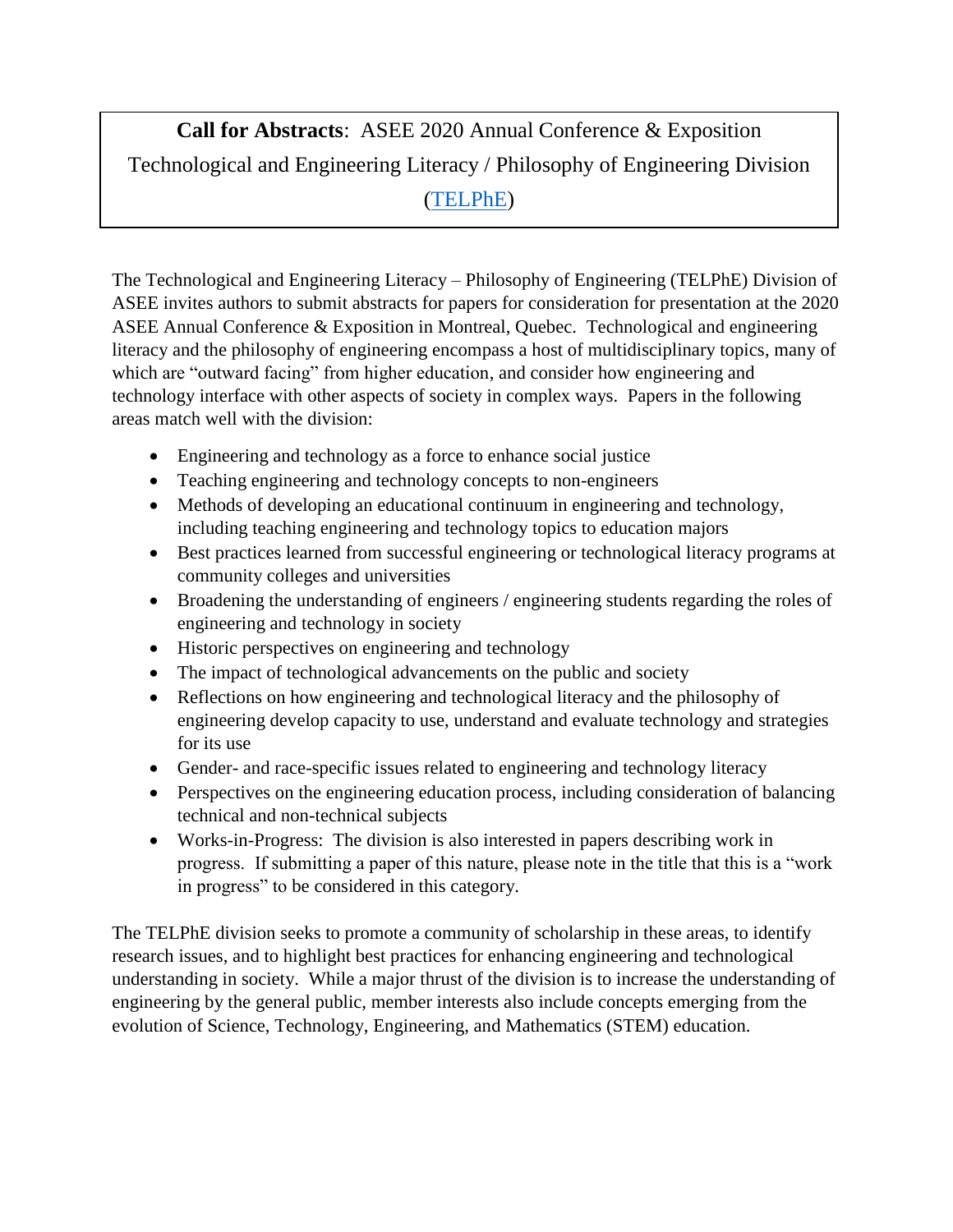**Call for Abstracts**: ASEE 2020 Annual Conference & Exposition

Technological and Engineering Literacy / Philosophy of Engineering Division

(TELPhE)

The Technological and Engineering Literacy – Philosophy of Engineering (TELPhE) Division of ASEE invites authors to submit abstracts for papers for consideration for presentation at the 2020 ASEE Annual Conference & Exposition in Montreal, Quebec. Technological and engineering literacy and the philosophy of engineering encompass a host of multidisciplinary topics, many of which are "outward facing" from higher education, and consider how engineering and technology interface with other aspects of society in complex ways. Papers in the following areas match well with the division:

- Engineering and technology as a force to enhance social justice
- Teaching engineering and technology concepts to non-engineers
- Methods of developing an educational continuum in engineering and technology, including teaching engineering and technology topics to education majors
- Best practices learned from successful engineering or technological literacy programs at community colleges and universities
- Broadening the understanding of engineers / engineering students regarding the roles of engineering and technology in society
- Historic perspectives on engineering and technology
- The impact of technological advancements on the public and society
- Reflections on how engineering and technological literacy and the philosophy of engineering develop capacity to use, understand and evaluate technology and strategies for its use
- Gender- and race-specific issues related to engineering and technology literacy
- Perspectives on the engineering education process, including consideration of balancing technical and non-technical subjects
- Works-in-Progress: The division is also interested in papers describing work in progress. If submitting a paper of this nature, please note in the title that this is a "work in progress" to be considered in this category.

The TELPhE division seeks to promote a community of scholarship in these areas, to identify research issues, and to highlight best practices for enhancing engineering and technological understanding in society. While a major thrust of the division is to increase the understanding of engineering by the general public, member interests also include concepts emerging from the evolution of Science, Technology, Engineering, and Mathematics (STEM) education.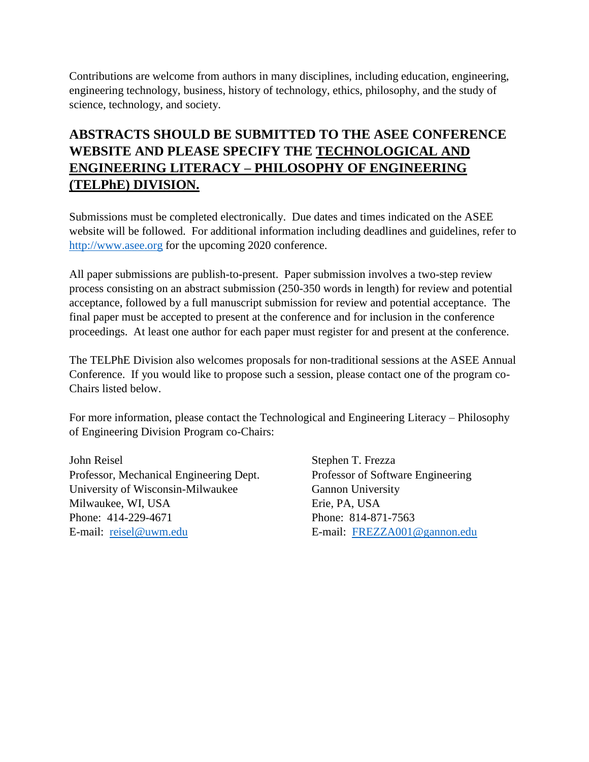Contributions are welcome from authors in many disciplines, including education, engineering, engineering technology, business, history of technology, ethics, philosophy, and the study of science, technology, and society.

**ABSTRACTS SHOULD BE SUBMITTED TO THE ASEE CONFERENCE WEBSITE AND PLEASE SPECIFY THE <u>TECHNOLOGICAL AND ENGINEERING LITERACY – PHILOSOPHY OF ENGINEERING (TELPhE) DIVISION.</u>**

Submissions must be completed electronically. Due dates and times indicated on the ASEE website will be followed. For additional information including deadlines and guidelines, refer to [http://www.asee.org](http://www.asee.org) for the upcoming 2020 conference.

All paper submissions are publish-to-present. Paper submission involves a two-step review process consisting on an abstract submission (250-350 words in length) for review and potential acceptance, followed by a full manuscript submission for review and potential acceptance. The final paper must be accepted to present at the conference and for inclusion in the conference proceedings. At least one author for each paper must register for and present at the conference.

The TELPhE Division also welcomes proposals for non-traditional sessions at the ASEE Annual Conference. If you would like to propose such a session, please contact one of the program co-Chairs listed below.

For more information, please contact the Technological and Engineering Literacy – Philosophy of Engineering Division Program co-Chairs:

John Reisel
Professor, Mechanical Engineering Dept.
University of Wisconsin-Milwaukee
Milwaukee, WI, USA
Phone: 414-229-4671
E-mail: [reisel@uwm.edu](mailto:reisel@uwm.edu)

Stephen T. Frezza
Professor of Software Engineering
Gannon University
Erie, PA, USA
Phone: 814-871-7563
E-mail: [FREZZA001@gannon.edu](mailto:FREZZA001@gannon.edu)